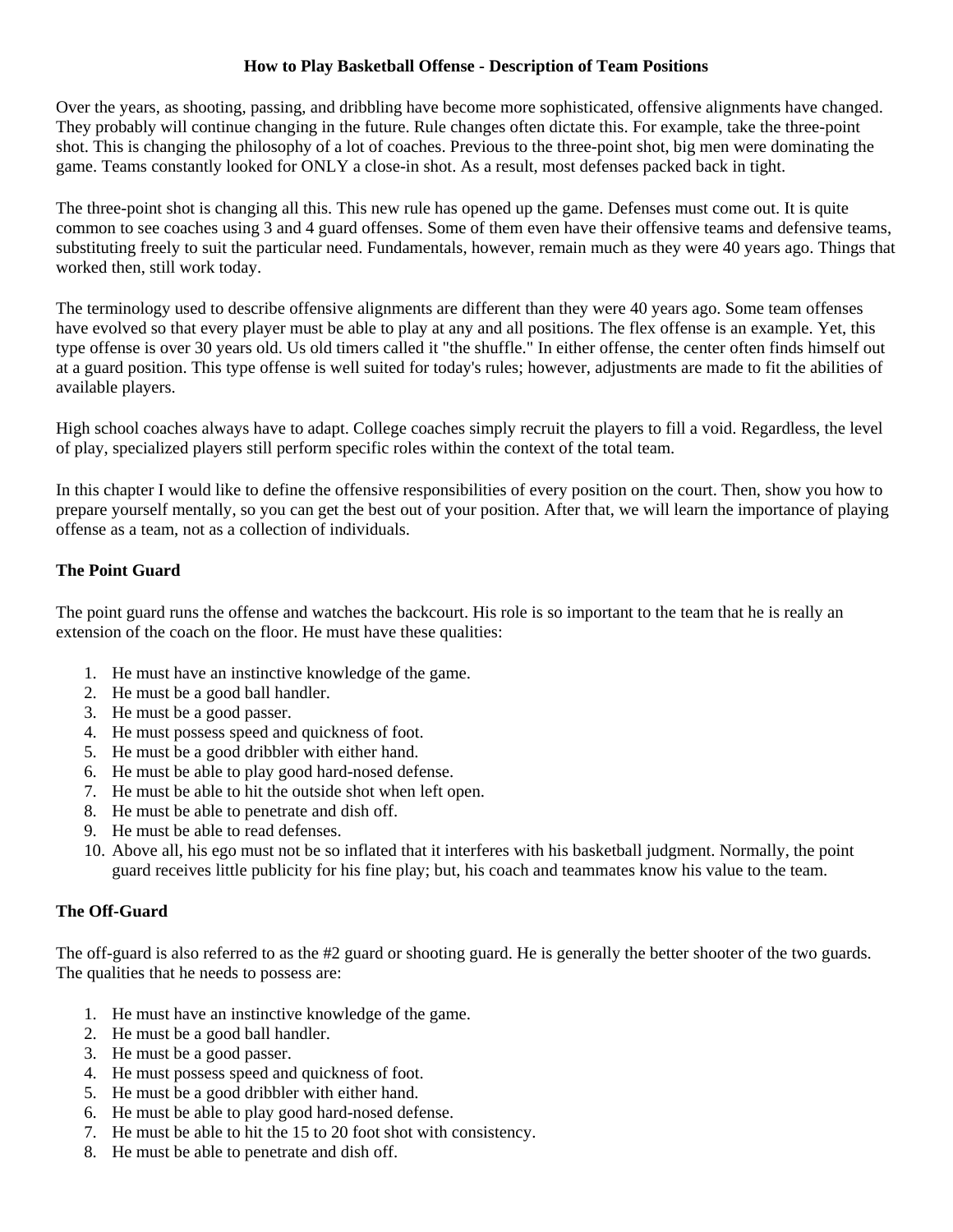# How to Play Basketball Offense - Description of Team Positions

Over the years, as shooting, passing, and dribbling have become more sophisticated, offensive alignments have changed. They probably will continue changing in the future. Rule changes often dictate this. For example, take the three-point shot. This is changing the philosophy of a lot of coaches. Previous to the three-point shot, big men were dominating the game. Teams constantly looked for ONLY a close-in shot. As a result, most defenses packed back in tight.

The three-point shot is changing all this. This new rule has opened up the game. Defenses must come out. It is quite common to see coaches using 3 and 4 guard offenses. Some of them even have their offensive teams and defensive teams, substituting freely to suit the particular need. Fundamentals, however, remain much as they were 40 years ago. Things that worked then, still work today.

The terminology used to describe offensive alignments are different than they were 40 years ago. Some team offenses have evolved so that every player must be able to play at any and all positions. The flex offense is an example. Yet, this type offense is over 30 years old. Us old timers called it "the shuffle." In either offense, the center often finds himself out at a guard position. This type offense is well suited for today's rules; however, adjustments are made to fit the abilities of available players.

High school coaches always have to adapt. College coaches simply recruit the players to fill a void. Regardless, the level of play, specialized players still perform specific roles within the context of the total team.

In this chapter I would like to define the offensive responsibilities of every position on the court. Then, show you how to prepare yourself mentally, so you can get the best out of your position. After that, we will learn the importance of playing offense as a team, not as a collection of individuals.

### The Point Guard

The point guard runs the offense and watches the backcourt. His role is so important to the team that he is really an extension of the coach on the floor. He must have these qualities:

1. He must have an instinctive knowledge of the game.
2. He must be a good ball handler.
3. He must be a good passer.
4. He must possess speed and quickness of foot.
5. He must be a good dribbler with either hand.
6. He must be able to play good hard-nosed defense.
7. He must be able to hit the outside shot when left open.
8. He must be able to penetrate and dish off.
9. He must be able to read defenses.
10. Above all, his ego must not be so inflated that it interferes with his basketball judgment. Normally, the point guard receives little publicity for his fine play; but, his coach and teammates know his value to the team.

### The Off-Guard

The off-guard is also referred to as the #2 guard or shooting guard. He is generally the better shooter of the two guards. The qualities that he needs to possess are:

1. He must have an instinctive knowledge of the game.
2. He must be a good ball handler.
3. He must be a good passer.
4. He must possess speed and quickness of foot.
5. He must be a good dribbler with either hand.
6. He must be able to play good hard-nosed defense.
7. He must be able to hit the 15 to 20 foot shot with consistency.
8. He must be able to penetrate and dish off.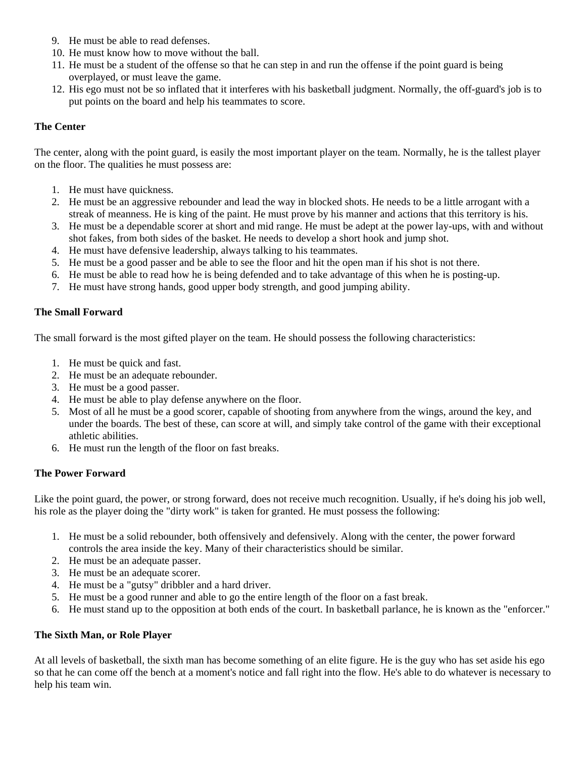9. He must be able to read defenses.
10. He must know how to move without the ball.
11. He must be a student of the offense so that he can step in and run the offense if the point guard is being overplayed, or must leave the game.
12. His ego must not be so inflated that it interferes with his basketball judgment. Normally, the off-guard's job is to put points on the board and help his teammates to score.

**The Center**

The center, along with the point guard, is easily the most important player on the team. Normally, he is the tallest player on the floor. The qualities he must possess are:

1. He must have quickness.
2. He must be an aggressive rebounder and lead the way in blocked shots. He needs to be a little arrogant with a streak of meanness. He is king of the paint. He must prove by his manner and actions that this territory is his.
3. He must be a dependable scorer at short and mid range. He must be adept at the power lay-ups, with and without shot fakes, from both sides of the basket. He needs to develop a short hook and jump shot.
4. He must have defensive leadership, always talking to his teammates.
5. He must be a good passer and be able to see the floor and hit the open man if his shot is not there.
6. He must be able to read how he is being defended and to take advantage of this when he is posting-up.
7. He must have strong hands, good upper body strength, and good jumping ability.

**The Small Forward**

The small forward is the most gifted player on the team. He should possess the following characteristics:

1. He must be quick and fast.
2. He must be an adequate rebounder.
3. He must be a good passer.
4. He must be able to play defense anywhere on the floor.
5. Most of all he must be a good scorer, capable of shooting from anywhere from the wings, around the key, and under the boards. The best of these, can score at will, and simply take control of the game with their exceptional athletic abilities.
6. He must run the length of the floor on fast breaks.

**The Power Forward**

Like the point guard, the power, or strong forward, does not receive much recognition. Usually, if he's doing his job well, his role as the player doing the "dirty work" is taken for granted. He must possess the following:

1. He must be a solid rebounder, both offensively and defensively. Along with the center, the power forward controls the area inside the key. Many of their characteristics should be similar.
2. He must be an adequate passer.
3. He must be an adequate scorer.
4. He must be a "gutsy" dribbler and a hard driver.
5. He must be a good runner and able to go the entire length of the floor on a fast break.
6. He must stand up to the opposition at both ends of the court. In basketball parlance, he is known as the "enforcer."

**The Sixth Man, or Role Player**

At all levels of basketball, the sixth man has become something of an elite figure. He is the guy who has set aside his ego so that he can come off the bench at a moment's notice and fall right into the flow. He's able to do whatever is necessary to help his team win.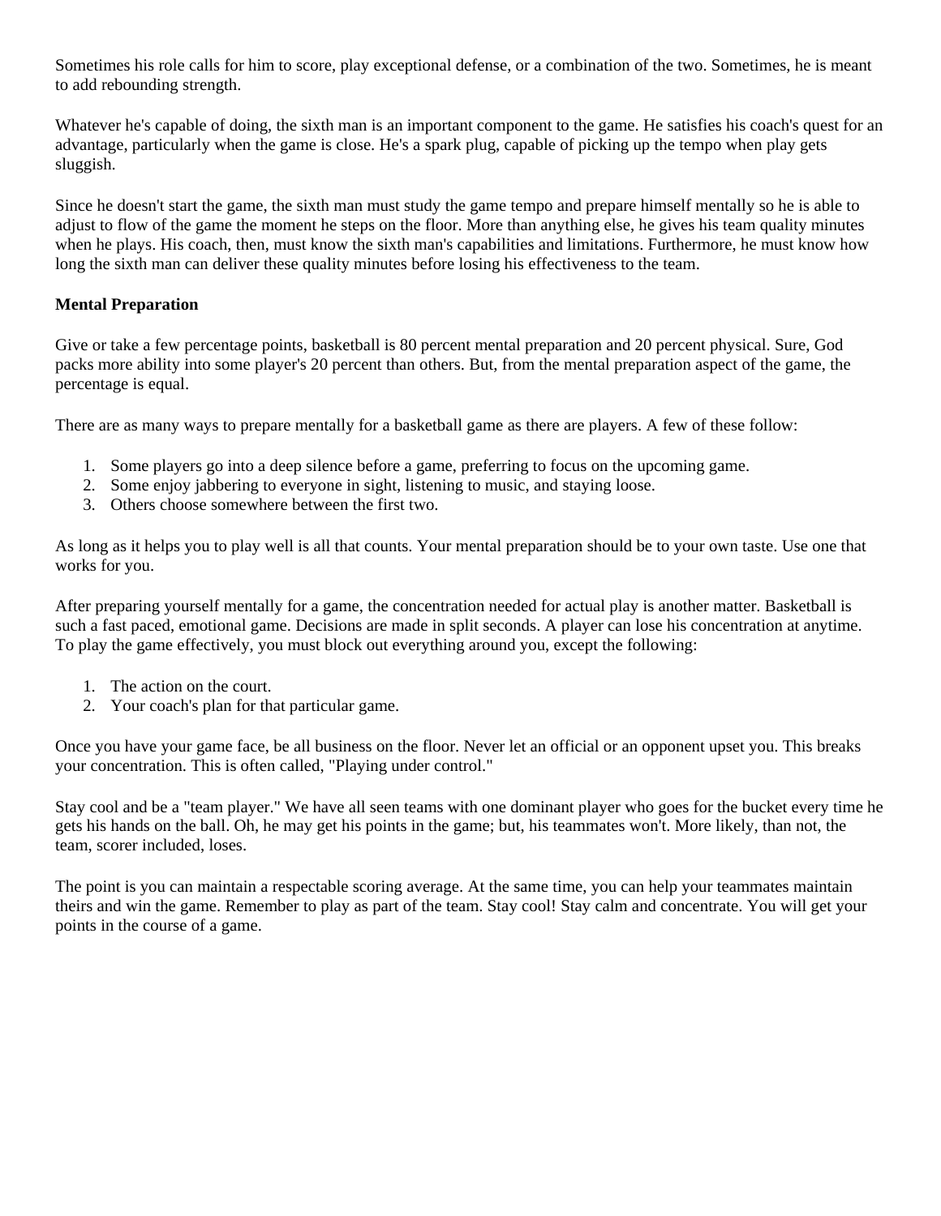Sometimes his role calls for him to score, play exceptional defense, or a combination of the two. Sometimes, he is meant to add rebounding strength.

Whatever he's capable of doing, the sixth man is an important component to the game. He satisfies his coach's quest for an advantage, particularly when the game is close. He's a spark plug, capable of picking up the tempo when play gets sluggish.

Since he doesn't start the game, the sixth man must study the game tempo and prepare himself mentally so he is able to adjust to flow of the game the moment he steps on the floor. More than anything else, he gives his team quality minutes when he plays. His coach, then, must know the sixth man's capabilities and limitations. Furthermore, he must know how long the sixth man can deliver these quality minutes before losing his effectiveness to the team.

**Mental Preparation**

Give or take a few percentage points, basketball is 80 percent mental preparation and 20 percent physical. Sure, God packs more ability into some player's 20 percent than others. But, from the mental preparation aspect of the game, the percentage is equal.

There are as many ways to prepare mentally for a basketball game as there are players. A few of these follow:

1. Some players go into a deep silence before a game, preferring to focus on the upcoming game.
2. Some enjoy jabbering to everyone in sight, listening to music, and staying loose.
3. Others choose somewhere between the first two.

As long as it helps you to play well is all that counts. Your mental preparation should be to your own taste. Use one that works for you.

After preparing yourself mentally for a game, the concentration needed for actual play is another matter. Basketball is such a fast paced, emotional game. Decisions are made in split seconds. A player can lose his concentration at anytime. To play the game effectively, you must block out everything around you, except the following:

1. The action on the court.
2. Your coach's plan for that particular game.

Once you have your game face, be all business on the floor. Never let an official or an opponent upset you. This breaks your concentration. This is often called, "Playing under control."

Stay cool and be a "team player." We have all seen teams with one dominant player who goes for the bucket every time he gets his hands on the ball. Oh, he may get his points in the game; but, his teammates won't. More likely, than not, the team, scorer included, loses.

The point is you can maintain a respectable scoring average. At the same time, you can help your teammates maintain theirs and win the game. Remember to play as part of the team. Stay cool! Stay calm and concentrate. You will get your points in the course of a game.